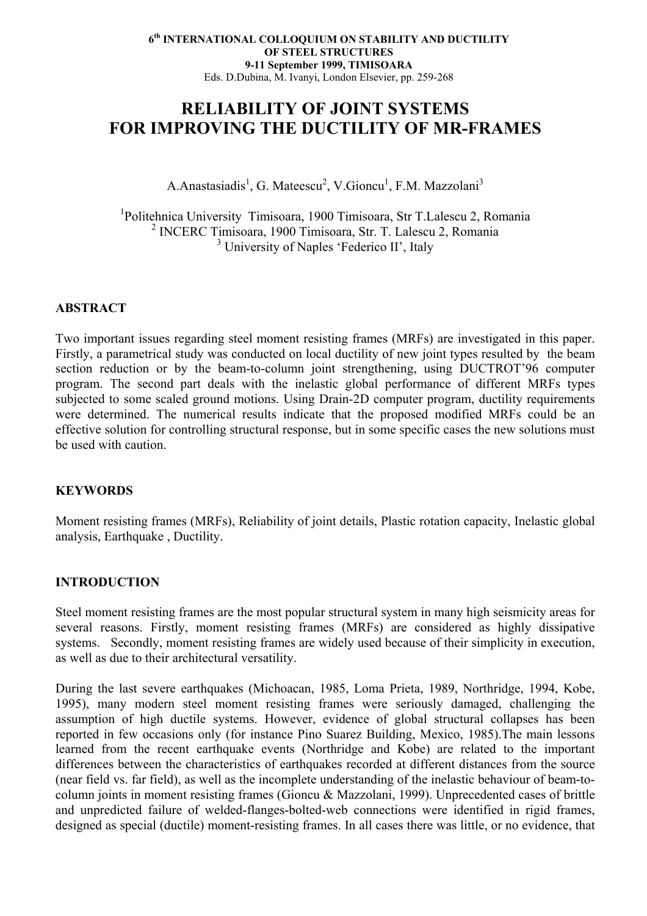6th INTERNATIONAL COLLOQUIUM ON STABILITY AND DUCTILITY OF STEEL STRUCTURES
9-11 September 1999, TIMISOARA
Eds. D.Dubina, M. Ivanyi, London Elsevier, pp. 259-268

# RELIABILITY OF JOINT SYSTEMS FOR IMPROVING THE DUCTILITY OF MR-FRAMES

A.Anastasiadis[1], G. Mateescu[2], V.Gioncu[1], F.M. Mazzolani[3]

[1]Politehnica University Timisoara, 1900 Timisoara, Str T.Lalescu 2, Romania
[2] INCERC Timisoara, 1900 Timisoara, Str. T. Lalescu 2, Romania
[3] University of Naples 'Federico II', Italy

## ABSTRACT

Two important issues regarding steel moment resisting frames (MRFs) are investigated in this paper. Firstly, a parametrical study was conducted on local ductility of new joint types resulted by the beam section reduction or by the beam-to-column joint strengthening, using DUCTROT'96 computer program. The second part deals with the inelastic global performance of different MRFs types subjected to some scaled ground motions. Using Drain-2D computer program, ductility requirements were determined. The numerical results indicate that the proposed modified MRFs could be an effective solution for controlling structural response, but in some specific cases the new solutions must be used with caution.

## KEYWORDS

Moment resisting frames (MRFs), Reliability of joint details, Plastic rotation capacity, Inelastic global analysis, Earthquake , Ductility.

## INTRODUCTION

Steel moment resisting frames are the most popular structural system in many high seismicity areas for several reasons. Firstly, moment resisting frames (MRFs) are considered as highly dissipative systems. Secondly, moment resisting frames are widely used because of their simplicity in execution, as well as due to their architectural versatility.

During the last severe earthquakes (Michoacan, 1985, Loma Prieta, 1989, Northridge, 1994, Kobe, 1995), many modern steel moment resisting frames were seriously damaged, challenging the assumption of high ductile systems. However, evidence of global structural collapses has been reported in few occasions only (for instance Pino Suarez Building, Mexico, 1985).The main lessons learned from the recent earthquake events (Northridge and Kobe) are related to the important differences between the characteristics of earthquakes recorded at different distances from the source (near field vs. far field), as well as the incomplete understanding of the inelastic behaviour of beam-to-column joints in moment resisting frames (Gioncu & Mazzolani, 1999). Unprecedented cases of brittle and unpredicted failure of welded-flanges-bolted-web connections were identified in rigid frames, designed as special (ductile) moment-resisting frames. In all cases there was little, or no evidence, that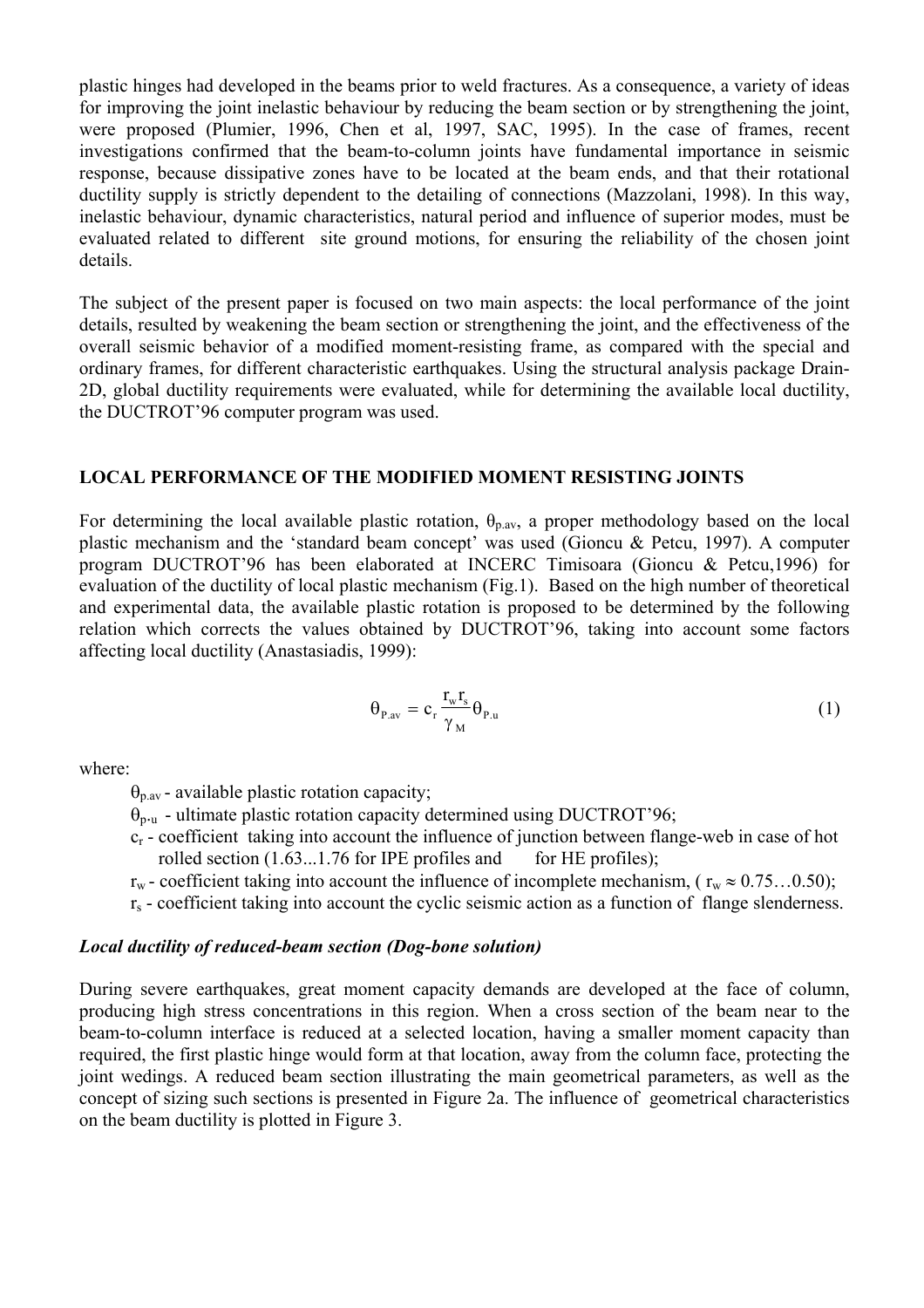plastic hinges had developed in the beams prior to weld fractures. As a consequence, a variety of ideas for improving the joint inelastic behaviour by reducing the beam section or by strengthening the joint, were proposed (Plumier, 1996, Chen et al, 1997, SAC, 1995). In the case of frames, recent investigations confirmed that the beam-to-column joints have fundamental importance in seismic response, because dissipative zones have to be located at the beam ends, and that their rotational ductility supply is strictly dependent to the detailing of connections (Mazzolani, 1998). In this way, inelastic behaviour, dynamic characteristics, natural period and influence of superior modes, must be evaluated related to different site ground motions, for ensuring the reliability of the chosen joint details.

The subject of the present paper is focused on two main aspects: the local performance of the joint details, resulted by weakening the beam section or strengthening the joint, and the effectiveness of the overall seismic behavior of a modified moment-resisting frame, as compared with the special and ordinary frames, for different characteristic earthquakes. Using the structural analysis package Drain-2D, global ductility requirements were evaluated, while for determining the available local ductility, the DUCTROT'96 computer program was used.

## LOCAL PERFORMANCE OF THE MODIFIED MOMENT RESISTING JOINTS

For determining the local available plastic rotation, $\theta_{p.av}$, a proper methodology based on the local plastic mechanism and the 'standard beam concept' was used (Gioncu & Petcu, 1997). A computer program DUCTROT'96 has been elaborated at INCERC Timisoara (Gioncu & Petcu,1996) for evaluation of the ductility of local plastic mechanism (Fig.1). Based on the high number of theoretical and experimental data, the available plastic rotation is proposed to be determined by the following relation which corrects the values obtained by DUCTROT'96, taking into account some factors affecting local ductility (Anastasiadis, 1999):

$$\theta_{P.av} = c_r \frac{r_w r_s}{\gamma_M} \theta_{P.u} \tag{1}$$

where:

- $\theta_{p.av}$ - available plastic rotation capacity;
- $\theta_{p.u}$ - ultimate plastic rotation capacity determined using DUCTROT'96;
- $c_r$ - coefficient taking into account the influence of junction between flange-web in case of hot rolled section (1.63...1.76 for IPE profiles and for HE profiles);
- $r_w$ - coefficient taking into account the influence of incomplete mechanism, ( $r_w \approx 0.75\ldots0.50$);
- $r_s$ - coefficient taking into account the cyclic seismic action as a function of flange slenderness.

### *Local ductility of reduced-beam section (Dog-bone solution)*

During severe earthquakes, great moment capacity demands are developed at the face of column, producing high stress concentrations in this region. When a cross section of the beam near to the beam-to-column interface is reduced at a selected location, having a smaller moment capacity than required, the first plastic hinge would form at that location, away from the column face, protecting the joint wedings. A reduced beam section illustrating the main geometrical parameters, as well as the concept of sizing such sections is presented in Figure 2a. The influence of geometrical characteristics on the beam ductility is plotted in Figure 3.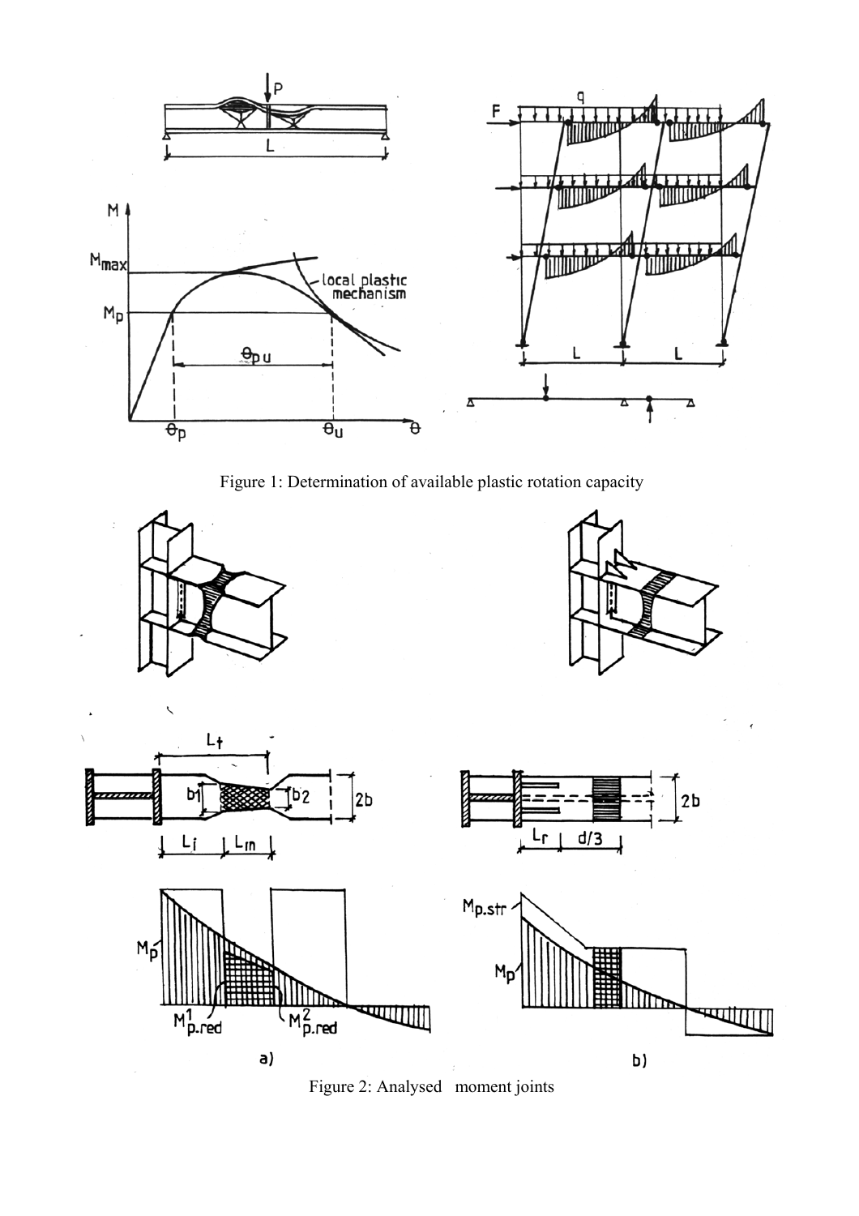Figure 1: Determination of available plastic rotation capacity

Figure 2: Analysed moment joints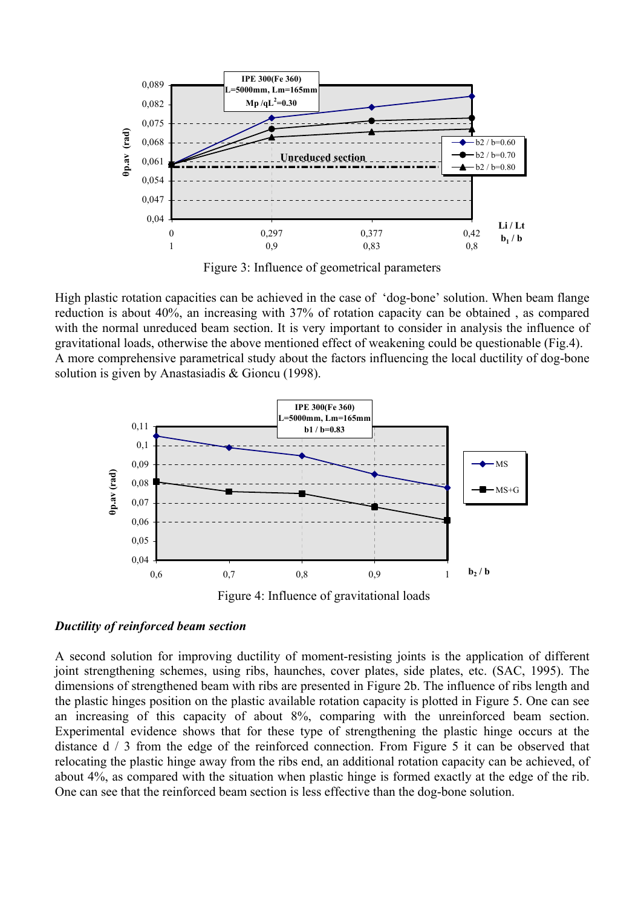Figure 3: Influence of geometrical parameters

High plastic rotation capacities can be achieved in the case of 'dog-bone' solution. When beam flange reduction is about 40%, an increasing with 37% of rotation capacity can be obtained , as compared with the normal unreduced beam section. It is very important to consider in analysis the influence of gravitational loads, otherwise the above mentioned effect of weakening could be questionable (Fig.4). A more comprehensive parametrical study about the factors influencing the local ductility of dog-bone solution is given by Anastasiadis & Gioncu (1998).

Figure 4: Influence of gravitational loads

***Ductility of reinforced beam section***

A second solution for improving ductility of moment-resisting joints is the application of different joint strengthening schemes, using ribs, haunches, cover plates, side plates, etc. (SAC, 1995). The dimensions of strengthened beam with ribs are presented in Figure 2b. The influence of ribs length and the plastic hinges position on the plastic available rotation capacity is plotted in Figure 5. One can see an increasing of this capacity of about 8%, comparing with the unreinforced beam section. Experimental evidence shows that for these type of strengthening the plastic hinge occurs at the distance d / 3 from the edge of the reinforced connection. From Figure 5 it can be observed that relocating the plastic hinge away from the ribs end, an additional rotation capacity can be achieved, of about 4%, as compared with the situation when plastic hinge is formed exactly at the edge of the rib. One can see that the reinforced beam section is less effective than the dog-bone solution.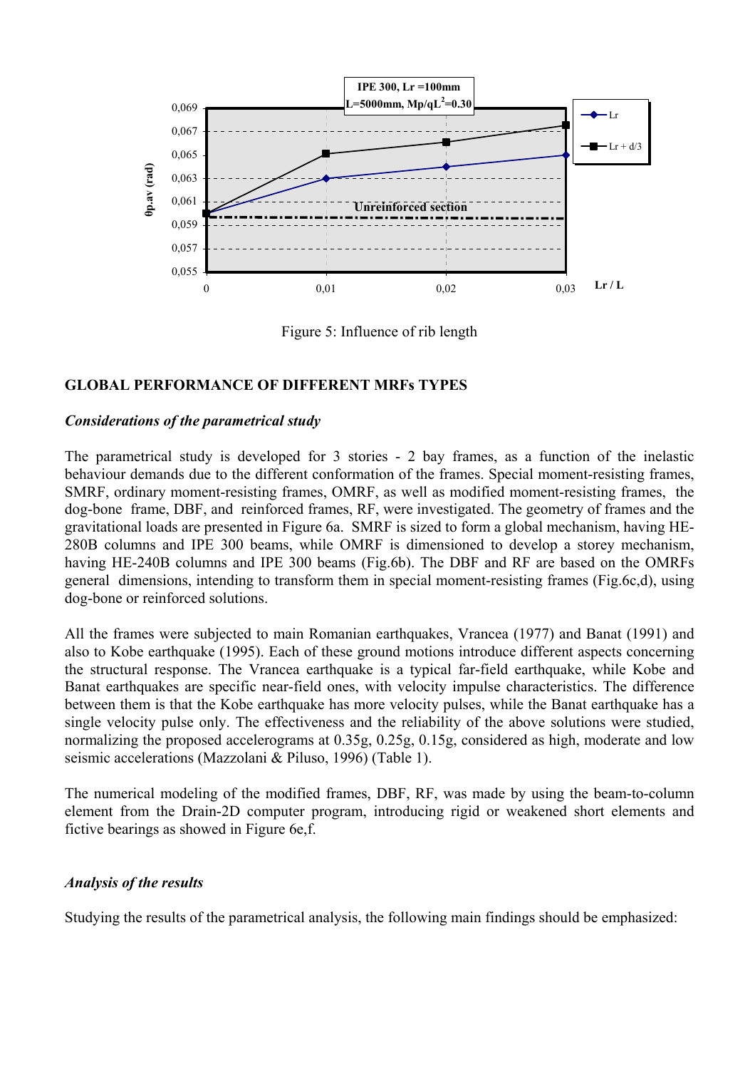Figure 5: Influence of rib length

## GLOBAL PERFORMANCE OF DIFFERENT MRFs TYPES

### *Considerations of the parametrical study*

The parametrical study is developed for 3 stories - 2 bay frames, as a function of the inelastic behaviour demands due to the different conformation of the frames. Special moment-resisting frames, SMRF, ordinary moment-resisting frames, OMRF, as well as modified moment-resisting frames, the dog-bone frame, DBF, and reinforced frames, RF, were investigated. The geometry of frames and the gravitational loads are presented in Figure 6a. SMRF is sized to form a global mechanism, having HE-280B columns and IPE 300 beams, while OMRF is dimensioned to develop a storey mechanism, having HE-240B columns and IPE 300 beams (Fig.6b). The DBF and RF are based on the OMRFs general dimensions, intending to transform them in special moment-resisting frames (Fig.6c,d), using dog-bone or reinforced solutions.

All the frames were subjected to main Romanian earthquakes, Vrancea (1977) and Banat (1991) and also to Kobe earthquake (1995). Each of these ground motions introduce different aspects concerning the structural response. The Vrancea earthquake is a typical far-field earthquake, while Kobe and Banat earthquakes are specific near-field ones, with velocity impulse characteristics. The difference between them is that the Kobe earthquake has more velocity pulses, while the Banat earthquake has a single velocity pulse only. The effectiveness and the reliability of the above solutions were studied, normalizing the proposed accelerograms at 0.35g, 0.25g, 0.15g, considered as high, moderate and low seismic accelerations (Mazzolani & Piluso, 1996) (Table 1).

The numerical modeling of the modified frames, DBF, RF, was made by using the beam-to-column element from the Drain-2D computer program, introducing rigid or weakened short elements and fictive bearings as showed in Figure 6e,f.

### *Analysis of the results*

Studying the results of the parametrical analysis, the following main findings should be emphasized: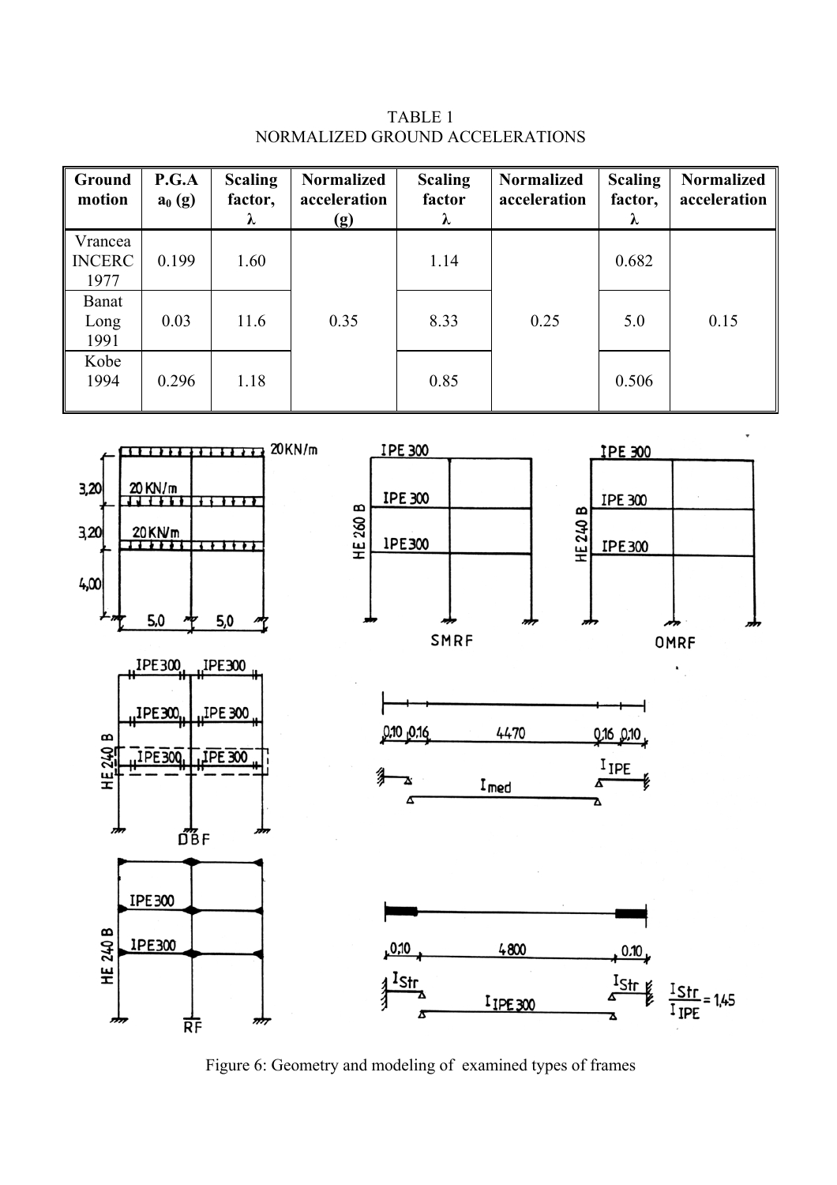TABLE 1
NORMALIZED GROUND ACCELERATIONS

| Ground motion | P.G.A $a_0$ (g) | Scaling factor, λ | Normalized acceleration (g) | Scaling factor λ | Normalized acceleration | Scaling factor, λ | Normalized acceleration |
|---|---|---|---|---|---|---|---|
| Vrancea INCERC 1977 | 0.199 | 1.60 | 0.35 | 1.14 | 0.25 | 0.682 | 0.15 |
| Banat Long 1991 | 0.03 | 11.6 | | 8.33 | | 5.0 | |
| Kobe 1994 | 0.296 | 1.18 | | 0.85 | | 0.506 | |

Figure 6: Geometry and modeling of examined types of frames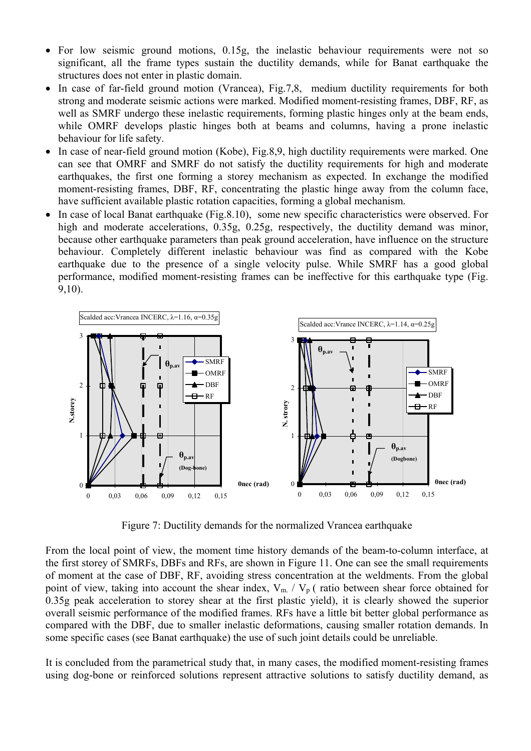- For low seismic ground motions, 0.15g, the inelastic behaviour requirements were not so significant, all the frame types sustain the ductility demands, while for Banat earthquake the structures does not enter in plastic domain.
- In case of far-field ground motion (Vrancea), Fig.7,8, medium ductility requirements for both strong and moderate seismic actions were marked. Modified moment-resisting frames, DBF, RF, as well as SMRF undergo these inelastic requirements, forming plastic hinges only at the beam ends, while OMRF develops plastic hinges both at beams and columns, having a prone inelastic behaviour for life safety.
- In case of near-field ground motion (Kobe), Fig.8,9, high ductility requirements were marked. One can see that OMRF and SMRF do not satisfy the ductility requirements for high and moderate earthquakes, the first one forming a storey mechanism as expected. In exchange the modified moment-resisting frames, DBF, RF, concentrating the plastic hinge away from the column face, have sufficient available plastic rotation capacities, forming a global mechanism.
- In case of local Banat earthquake (Fig.8.10), some new specific characteristics were observed. For high and moderate accelerations, 0.35g, 0.25g, respectively, the ductility demand was minor, because other earthquake parameters than peak ground acceleration, have influence on the structure behaviour. Completely different inelastic behaviour was find as compared with the Kobe earthquake due to the presence of a single velocity pulse. While SMRF has a good global performance, modified moment-resisting frames can be ineffective for this earthquake type (Fig. 9,10).

Figure 7: Ductility demands for the normalized Vrancea earthquake

From the local point of view, the moment time history demands of the beam-to-column interface, at the first storey of SMRFs, DBFs and RFs, are shown in Figure 11. One can see the small requirements of moment at the case of DBF, RF, avoiding stress concentration at the weldments. From the global point of view, taking into account the shear index, $V_{m.} / V_p$ ( ratio between shear force obtained for 0.35g peak acceleration to storey shear at the first plastic yield), it is clearly showed the superior overall seismic performance of the modified frames. RFs have a little bit better global performance as compared with the DBF, due to smaller inelastic deformations, causing smaller rotation demands. In some specific cases (see Banat earthquake) the use of such joint details could be unreliable.

It is concluded from the parametrical study that, in many cases, the modified moment-resisting frames using dog-bone or reinforced solutions represent attractive solutions to satisfy ductility demand, as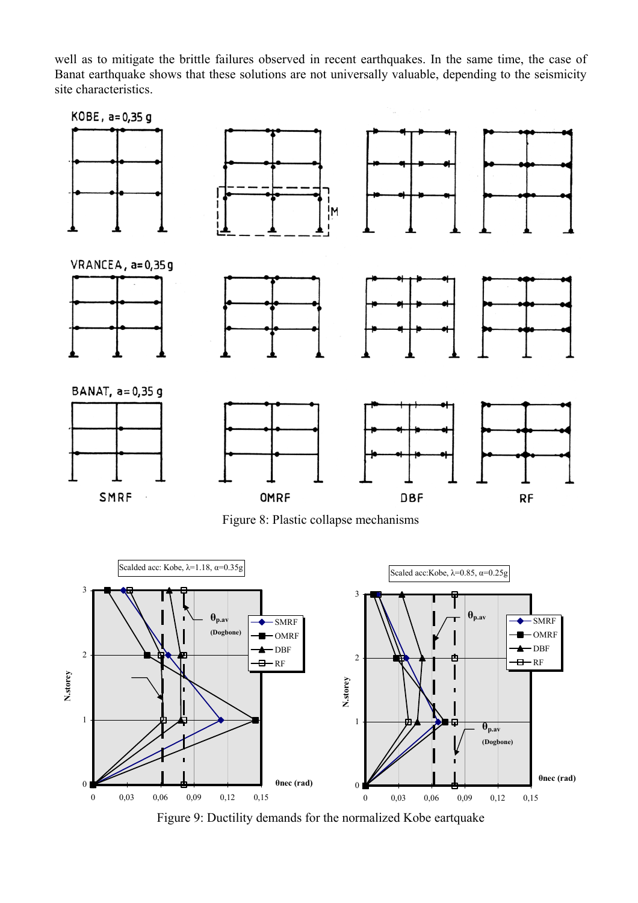well as to mitigate the brittle failures observed in recent earthquakes. In the same time, the case of Banat earthquake shows that these solutions are not universally valuable, depending to the seismicity site characteristics.

Figure 8: Plastic collapse mechanisms

Figure 9: Ductility demands for the normalized Kobe eartquake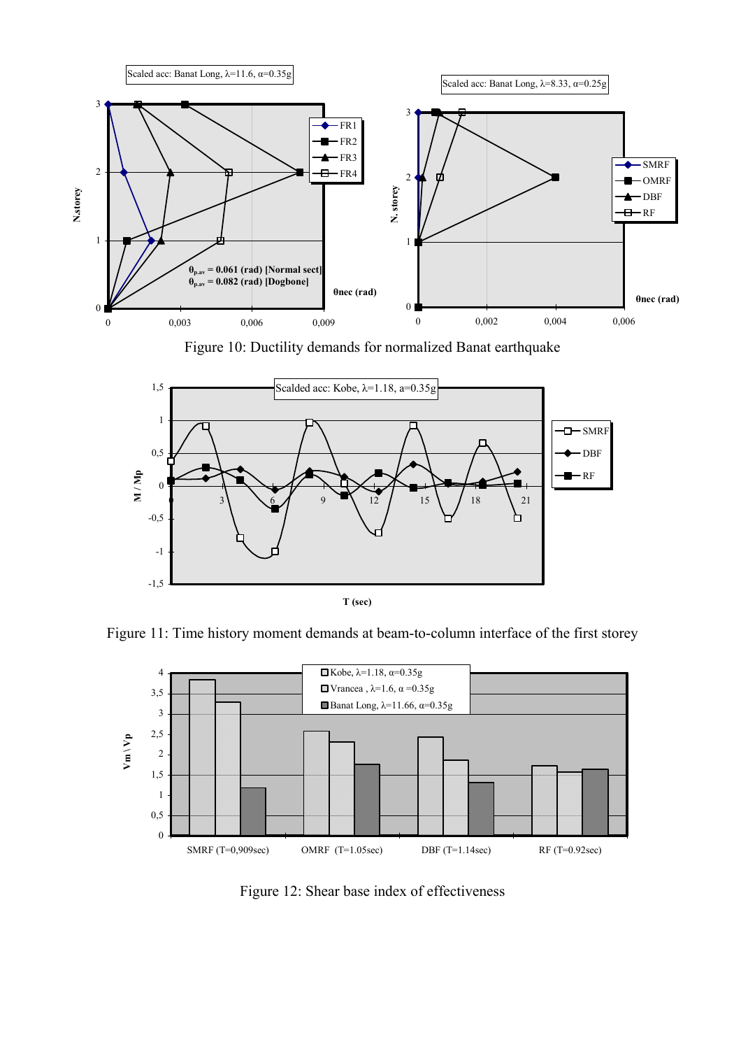Figure 10: Ductility demands for normalized Banat earthquake

Figure 11: Time history moment demands at beam-to-column interface of the first storey

Figure 12: Shear base index of effectiveness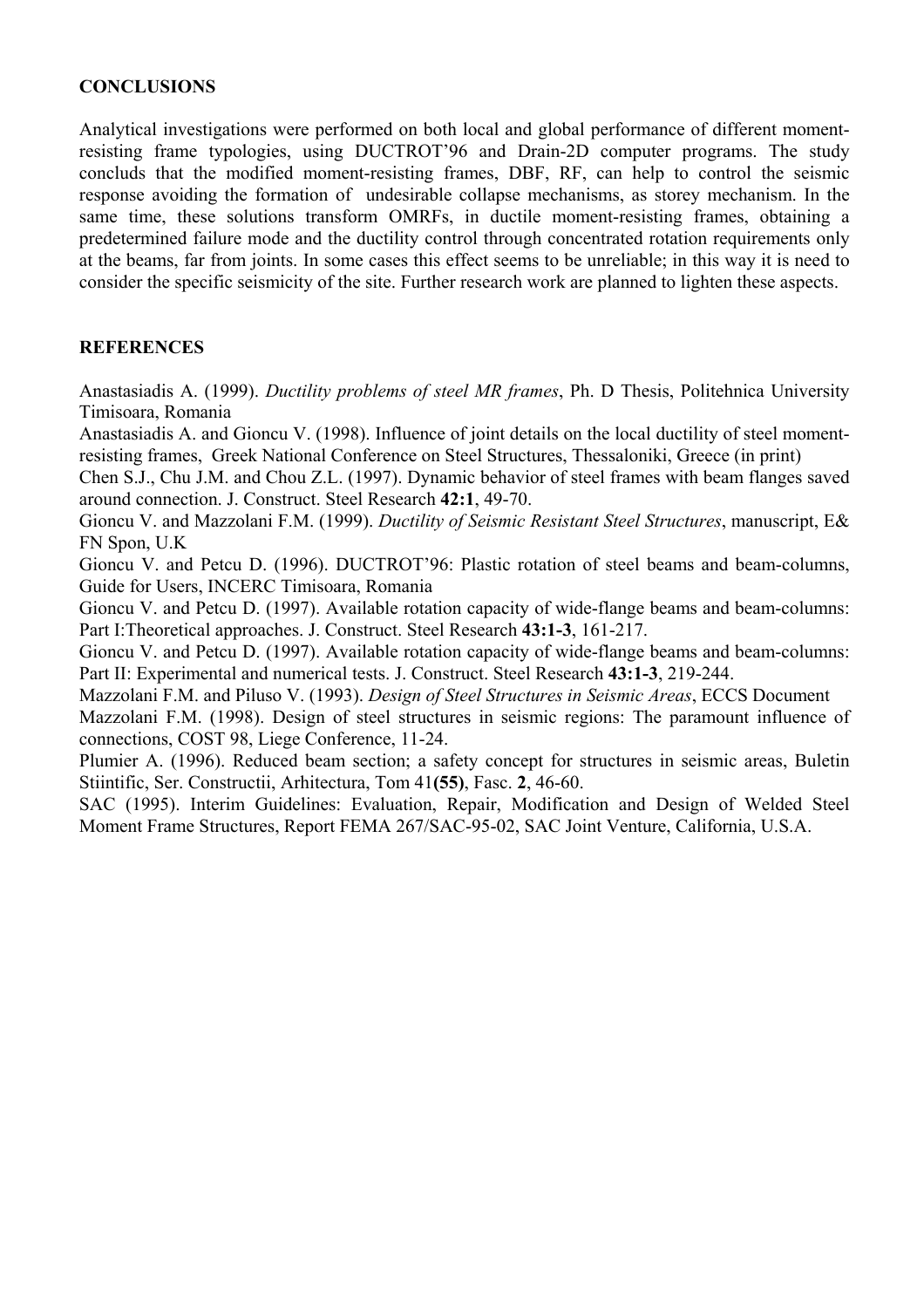## CONCLUSIONS

Analytical investigations were performed on both local and global performance of different moment-resisting frame typologies, using DUCTROT'96 and Drain-2D computer programs. The study concluds that the modified moment-resisting frames, DBF, RF, can help to control the seismic response avoiding the formation of undesirable collapse mechanisms, as storey mechanism. In the same time, these solutions transform OMRFs, in ductile moment-resisting frames, obtaining a predetermined failure mode and the ductility control through concentrated rotation requirements only at the beams, far from joints. In some cases this effect seems to be unreliable; in this way it is need to consider the specific seismicity of the site. Further research work are planned to lighten these aspects.

## REFERENCES

Anastasiadis A. (1999). *Ductility problems of steel MR frames*, Ph. D Thesis, Politehnica University Timisoara, Romania

Anastasiadis A. and Gioncu V. (1998). Influence of joint details on the local ductility of steel moment-resisting frames, Greek National Conference on Steel Structures, Thessaloniki, Greece (in print)

Chen S.J., Chu J.M. and Chou Z.L. (1997). Dynamic behavior of steel frames with beam flanges saved around connection. J. Construct. Steel Research **42:1**, 49-70.

Gioncu V. and Mazzolani F.M. (1999). *Ductility of Seismic Resistant Steel Structures*, manuscript, E& FN Spon, U.K

Gioncu V. and Petcu D. (1996). DUCTROT'96: Plastic rotation of steel beams and beam-columns, Guide for Users, INCERC Timisoara, Romania

Gioncu V. and Petcu D. (1997). Available rotation capacity of wide-flange beams and beam-columns: Part I:Theoretical approaches. J. Construct. Steel Research **43:1-3**, 161-217.

Gioncu V. and Petcu D. (1997). Available rotation capacity of wide-flange beams and beam-columns: Part II: Experimental and numerical tests. J. Construct. Steel Research **43:1-3**, 219-244.

Mazzolani F.M. and Piluso V. (1993). *Design of Steel Structures in Seismic Areas*, ECCS Document

Mazzolani F.M. (1998). Design of steel structures in seismic regions: The paramount influence of connections, COST 98, Liege Conference, 11-24.

Plumier A. (1996). Reduced beam section; a safety concept for structures in seismic areas, Buletin Stiintific, Ser. Constructii, Arhitectura, Tom 41**(55)**, Fasc. **2**, 46-60.

SAC (1995). Interim Guidelines: Evaluation, Repair, Modification and Design of Welded Steel Moment Frame Structures, Report FEMA 267/SAC-95-02, SAC Joint Venture, California, U.S.A.